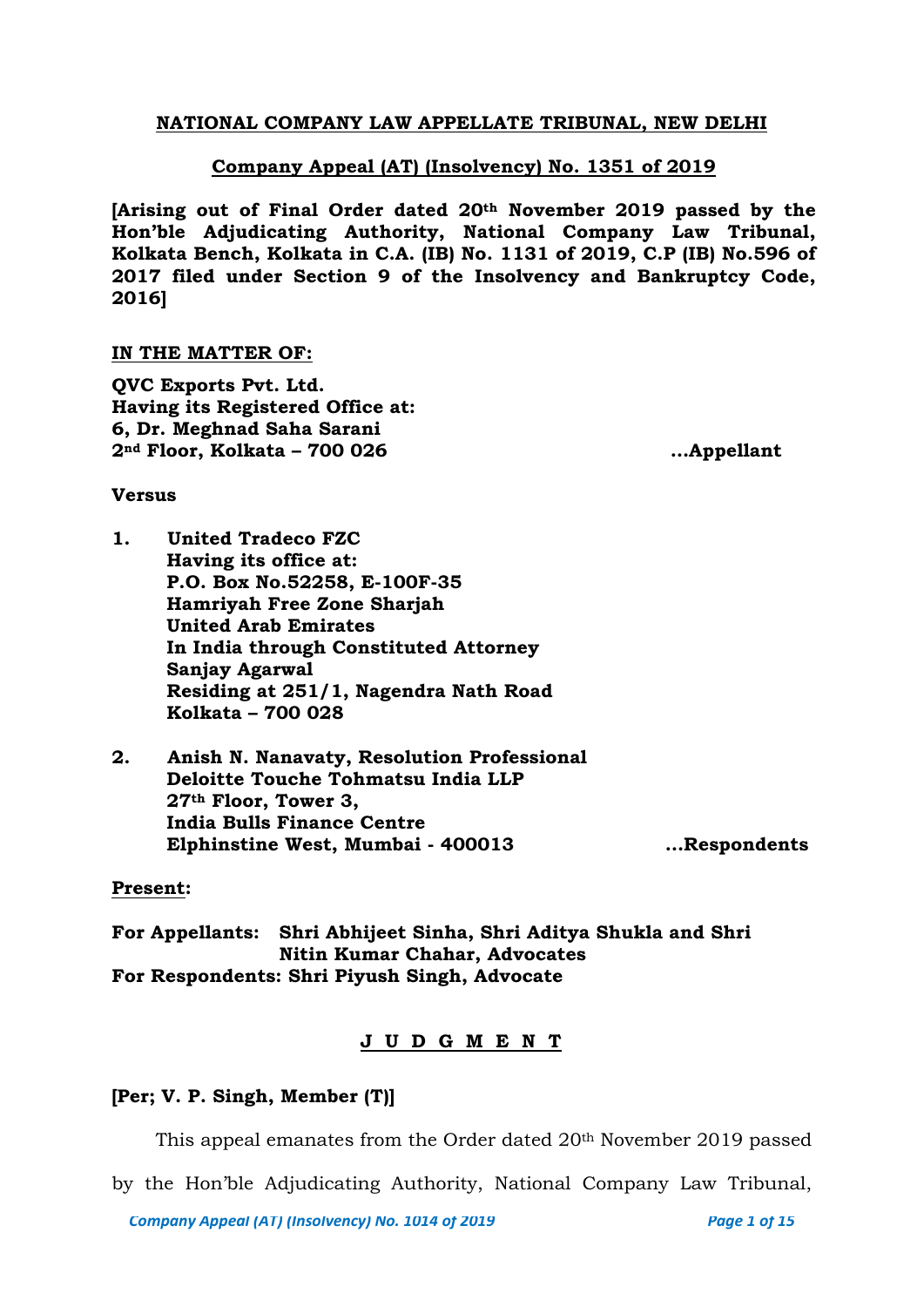**NATIONAL COMPANY LAW APPELLATE TRIBUNAL, NEW DELHI**

**Company Appeal (AT) (Insolvency) No. 1351 of 2019**

**[Arising out of Final Order dated 20th November 2019 passed by the Hon'ble Adjudicating Authority, National Company Law Tribunal, Kolkata Bench, Kolkata in C.A. (IB) No. 1131 of 2019, C.P (IB) No.596 of 2017 filed under Section 9 of the Insolvency and Bankruptcy Code, 2016]**

**IN THE MATTER OF:**

**QVC Exports Pvt. Ltd.**
**Having its Registered Office at:**
**6, Dr. Meghnad Saha Sarani**
**2nd Floor, Kolkata – 700 026** **...Appellant**

**Versus**

1. **United Tradeco FZC**
   **Having its office at:**
   **P.O. Box No.52258, E-100F-35**
   **Hamriyah Free Zone Sharjah**
   **United Arab Emirates**
   **In India through Constituted Attorney**
   **Sanjay Agarwal**
   **Residing at 251/1, Nagendra Nath Road**
   **Kolkata – 700 028**

2. **Anish N. Nanavaty, Resolution Professional**
   **Deloitte Touche Tohmatsu India LLP**
   **27th Floor, Tower 3,**
   **India Bulls Finance Centre**
   **Elphinstine West, Mumbai - 400013** **...Respondents**

**Present:**

**For Appellants: Shri Abhijeet Sinha, Shri Aditya Shukla and Shri Nitin Kumar Chahar, Advocates**
**For Respondents: Shri Piyush Singh, Advocate**

**J U D G M E N T**

**[Per; V. P. Singh, Member (T)]**

This appeal emanates from the Order dated 20th November 2019 passed by the Hon'ble Adjudicating Authority, National Company Law Tribunal,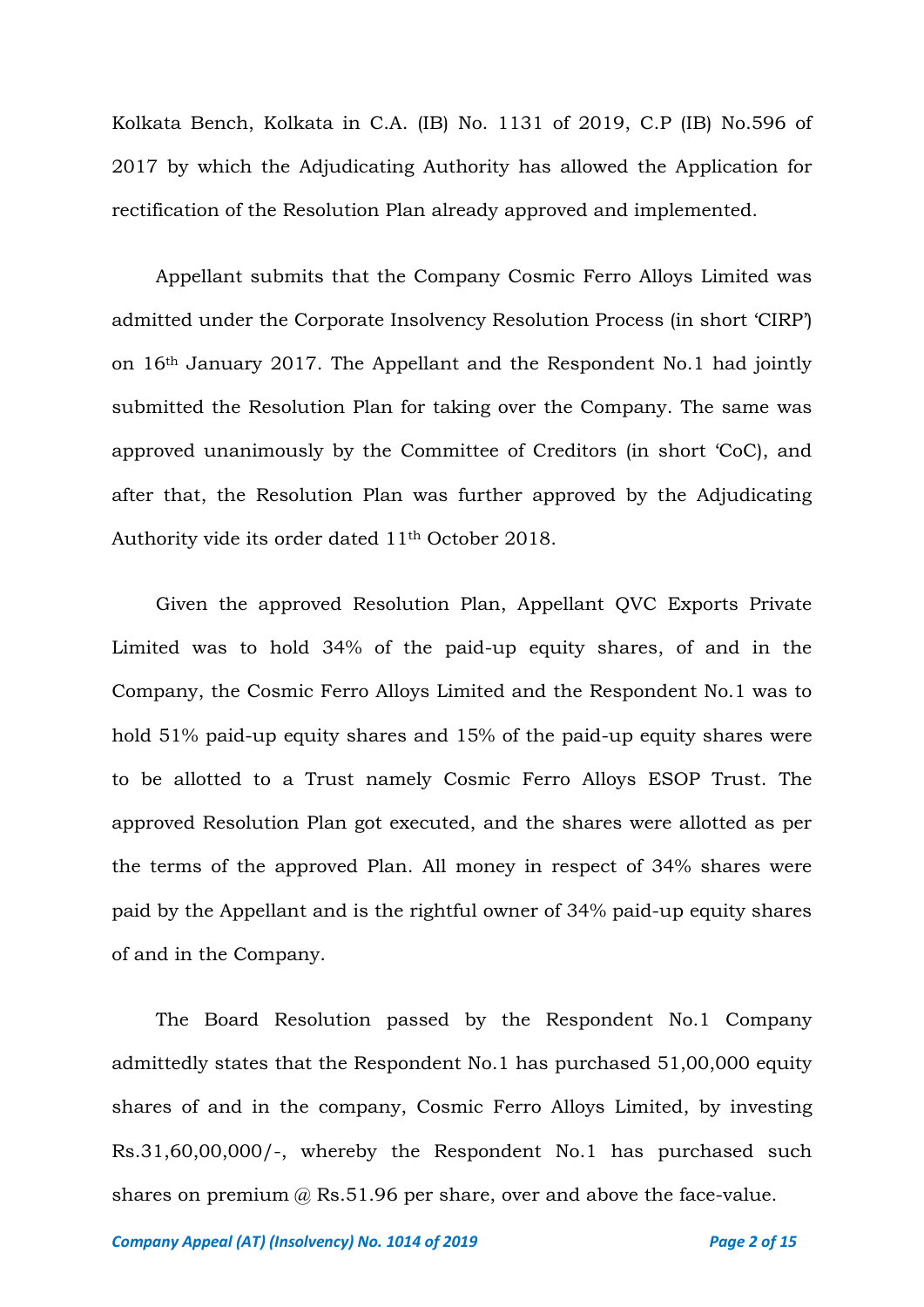Kolkata Bench, Kolkata in C.A. (IB) No. 1131 of 2019, C.P (IB) No.596 of 2017 by which the Adjudicating Authority has allowed the Application for rectification of the Resolution Plan already approved and implemented.

Appellant submits that the Company Cosmic Ferro Alloys Limited was admitted under the Corporate Insolvency Resolution Process (in short 'CIRP') on 16th January 2017. The Appellant and the Respondent No.1 had jointly submitted the Resolution Plan for taking over the Company. The same was approved unanimously by the Committee of Creditors (in short 'CoC'), and after that, the Resolution Plan was further approved by the Adjudicating Authority vide its order dated 11th October 2018.

Given the approved Resolution Plan, Appellant QVC Exports Private Limited was to hold 34% of the paid-up equity shares, of and in the Company, the Cosmic Ferro Alloys Limited and the Respondent No.1 was to hold 51% paid-up equity shares and 15% of the paid-up equity shares were to be allotted to a Trust namely Cosmic Ferro Alloys ESOP Trust. The approved Resolution Plan got executed, and the shares were allotted as per the terms of the approved Plan. All money in respect of 34% shares were paid by the Appellant and is the rightful owner of 34% paid-up equity shares of and in the Company.

The Board Resolution passed by the Respondent No.1 Company admittedly states that the Respondent No.1 has purchased 51,00,000 equity shares of and in the company, Cosmic Ferro Alloys Limited, by investing Rs.31,60,00,000/-, whereby the Respondent No.1 has purchased such shares on premium @ Rs.51.96 per share, over and above the face-value.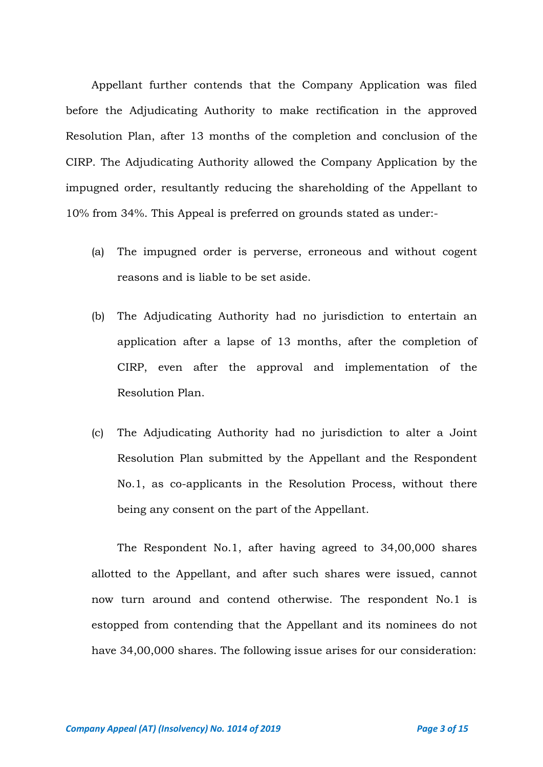Appellant further contends that the Company Application was filed before the Adjudicating Authority to make rectification in the approved Resolution Plan, after 13 months of the completion and conclusion of the CIRP. The Adjudicating Authority allowed the Company Application by the impugned order, resultantly reducing the shareholding of the Appellant to 10% from 34%. This Appeal is preferred on grounds stated as under:-

(a) The impugned order is perverse, erroneous and without cogent reasons and is liable to be set aside.

(b) The Adjudicating Authority had no jurisdiction to entertain an application after a lapse of 13 months, after the completion of CIRP, even after the approval and implementation of the Resolution Plan.

(c) The Adjudicating Authority had no jurisdiction to alter a Joint Resolution Plan submitted by the Appellant and the Respondent No.1, as co-applicants in the Resolution Process, without there being any consent on the part of the Appellant.

The Respondent No.1, after having agreed to 34,00,000 shares allotted to the Appellant, and after such shares were issued, cannot now turn around and contend otherwise. The respondent No.1 is estopped from contending that the Appellant and its nominees do not have 34,00,000 shares. The following issue arises for our consideration: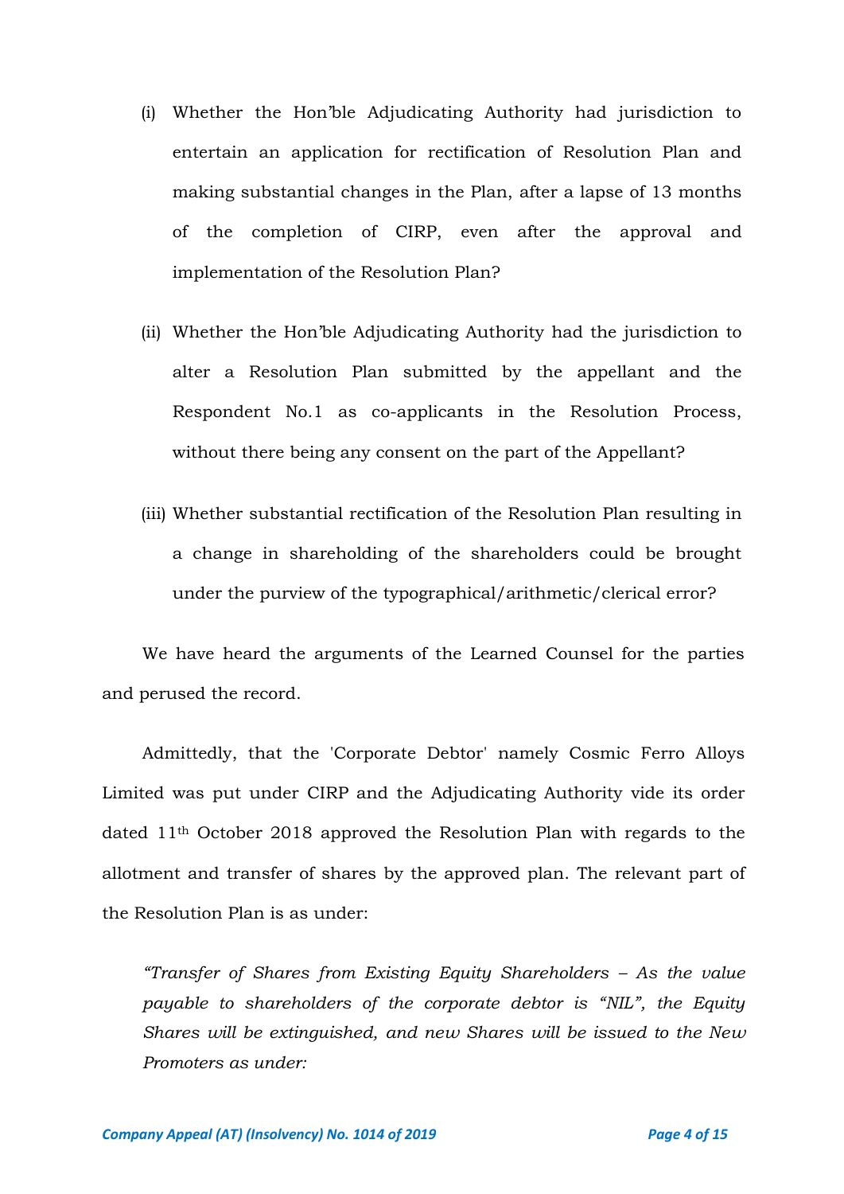(i) Whether the Hon'ble Adjudicating Authority had jurisdiction to entertain an application for rectification of Resolution Plan and making substantial changes in the Plan, after a lapse of 13 months of the completion of CIRP, even after the approval and implementation of the Resolution Plan?

(ii) Whether the Hon'ble Adjudicating Authority had the jurisdiction to alter a Resolution Plan submitted by the appellant and the Respondent No.1 as co-applicants in the Resolution Process, without there being any consent on the part of the Appellant?

(iii) Whether substantial rectification of the Resolution Plan resulting in a change in shareholding of the shareholders could be brought under the purview of the typographical/arithmetic/clerical error?

We have heard the arguments of the Learned Counsel for the parties and perused the record.

Admittedly, that the 'Corporate Debtor' namely Cosmic Ferro Alloys Limited was put under CIRP and the Adjudicating Authority vide its order dated 11th October 2018 approved the Resolution Plan with regards to the allotment and transfer of shares by the approved plan. The relevant part of the Resolution Plan is as under:

*"Transfer of Shares from Existing Equity Shareholders – As the value payable to shareholders of the corporate debtor is "NIL", the Equity Shares will be extinguished, and new Shares will be issued to the New Promoters as under:*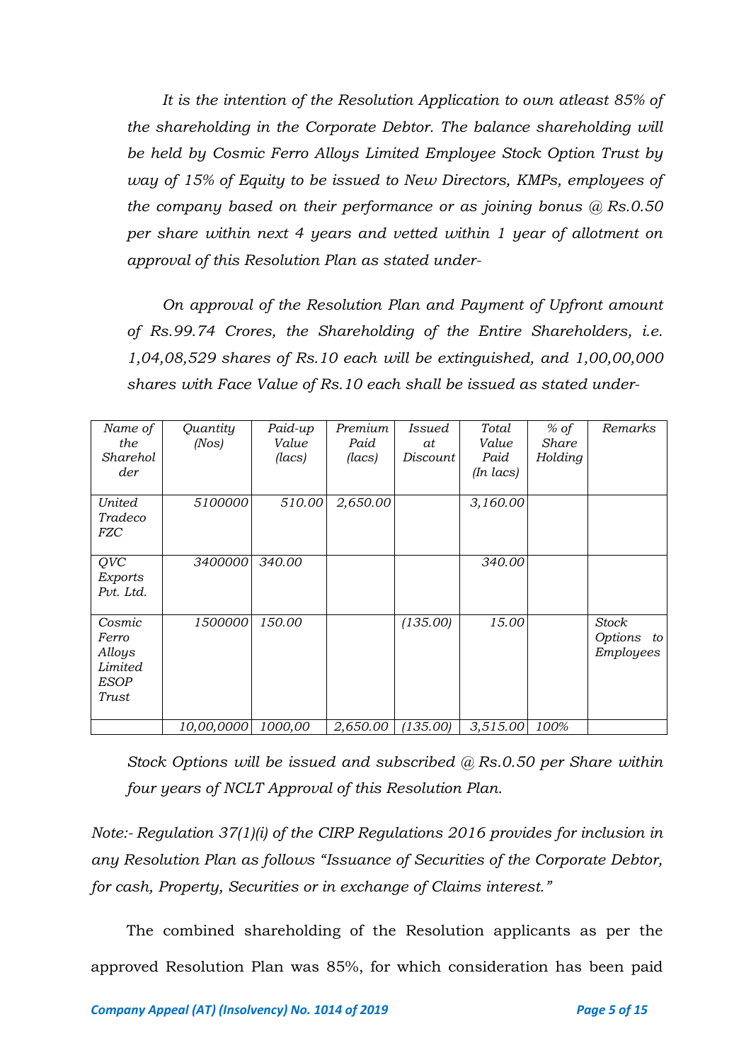*It is the intention of the Resolution Application to own atleast 85% of the shareholding in the Corporate Debtor. The balance shareholding will be held by Cosmic Ferro Alloys Limited Employee Stock Option Trust by way of 15% of Equity to be issued to New Directors, KMPs, employees of the company based on their performance or as joining bonus @ Rs.0.50 per share within next 4 years and vetted within 1 year of allotment on approval of this Resolution Plan as stated under-*

*On approval of the Resolution Plan and Payment of Upfront amount of Rs.99.74 Crores, the Shareholding of the Entire Shareholders, i.e. 1,04,08,529 shares of Rs.10 each will be extinguished, and 1,00,00,000 shares with Face Value of Rs.10 each shall be issued as stated under-*

| *Name of the Shareholder* | *Quantity (Nos)* | *Paid-up Value (lacs)* | *Premium Paid (lacs)* | *Issued at Discount* | *Total Value Paid (In lacs)* | *% of Share Holding* | *Remarks* |
|---|---|---|---|---|---|---|---|
| *United Tradeco FZC* | *5100000* | *510.00* | *2,650.00* | | *3,160.00* | | |
| *QVC Exports Pvt. Ltd.* | *3400000* | *340.00* | | | *340.00* | | |
| *Cosmic Ferro Alloys Limited ESOP Trust* | *1500000* | *150.00* | | *(135.00)* | *15.00* | | *Stock Options to Employees* |
| | *10,00,0000* | *1000,00* | *2,650.00* | *(135.00)* | *3,515.00* | *100%* | |

*Stock Options will be issued and subscribed @ Rs.0.50 per Share within four years of NCLT Approval of this Resolution Plan.*

*Note:- Regulation 37(1)(i) of the CIRP Regulations 2016 provides for inclusion in any Resolution Plan as follows "Issuance of Securities of the Corporate Debtor, for cash, Property, Securities or in exchange of Claims interest."*

The combined shareholding of the Resolution applicants as per the approved Resolution Plan was 85%, for which consideration has been paid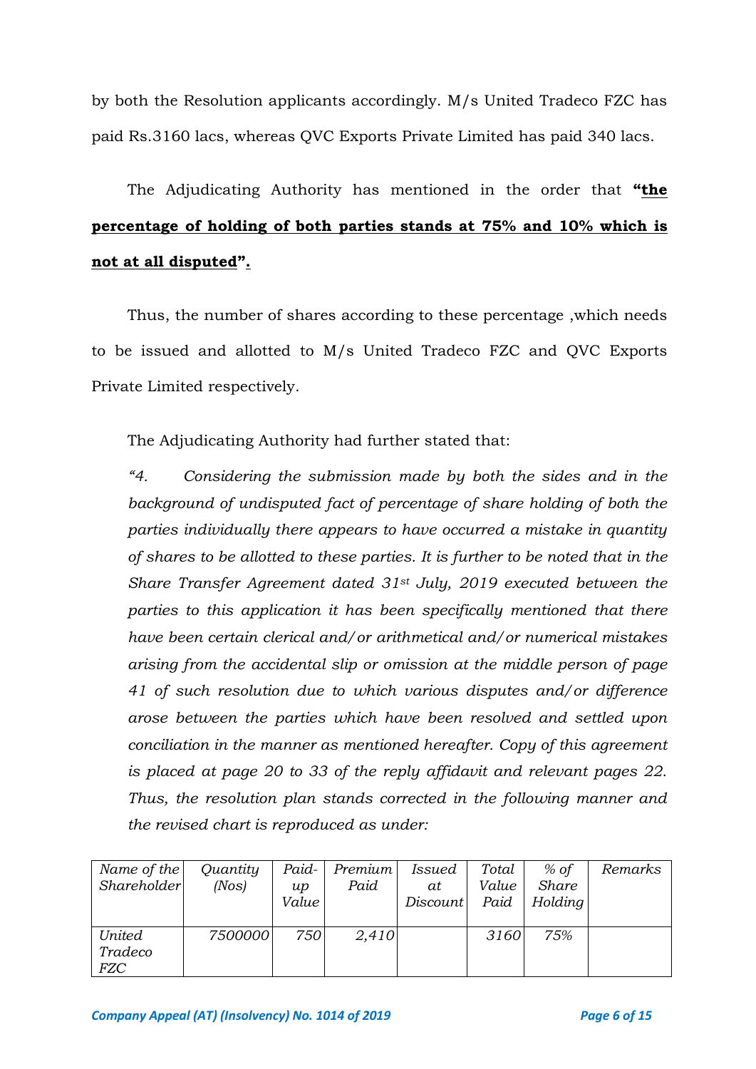by both the Resolution applicants accordingly. M/s United Tradeco FZC has paid Rs.3160 lacs, whereas QVC Exports Private Limited has paid 340 lacs.

The Adjudicating Authority has mentioned in the order that **"<u>the percentage of holding of both parties stands at 75% and 10% which is not at all disputed</u>".**

Thus, the number of shares according to these percentage ,which needs to be issued and allotted to M/s United Tradeco FZC and QVC Exports Private Limited respectively.

The Adjudicating Authority had further stated that:

*"4. Considering the submission made by both the sides and in the background of undisputed fact of percentage of share holding of both the parties individually there appears to have occurred a mistake in quantity of shares to be allotted to these parties. It is further to be noted that in the Share Transfer Agreement dated 31st July, 2019 executed between the parties to this application it has been specifically mentioned that there have been certain clerical and/or arithmetical and/or numerical mistakes arising from the accidental slip or omission at the middle person of page 41 of such resolution due to which various disputes and/or difference arose between the parties which have been resolved and settled upon conciliation in the manner as mentioned hereafter. Copy of this agreement is placed at page 20 to 33 of the reply affidavit and relevant pages 22. Thus, the resolution plan stands corrected in the following manner and the revised chart is reproduced as under:*

| *Name of the Shareholder* | *Quantity (Nos)* | *Paid-up Value* | *Premium Paid* | *Issued at Discount* | *Total Value Paid* | *% of Share Holding* | *Remarks* |
|---|---|---|---|---|---|---|---|
| *United Tradeco FZC* | *7500000* | *750* | *2,410* | | *3160* | *75%* | |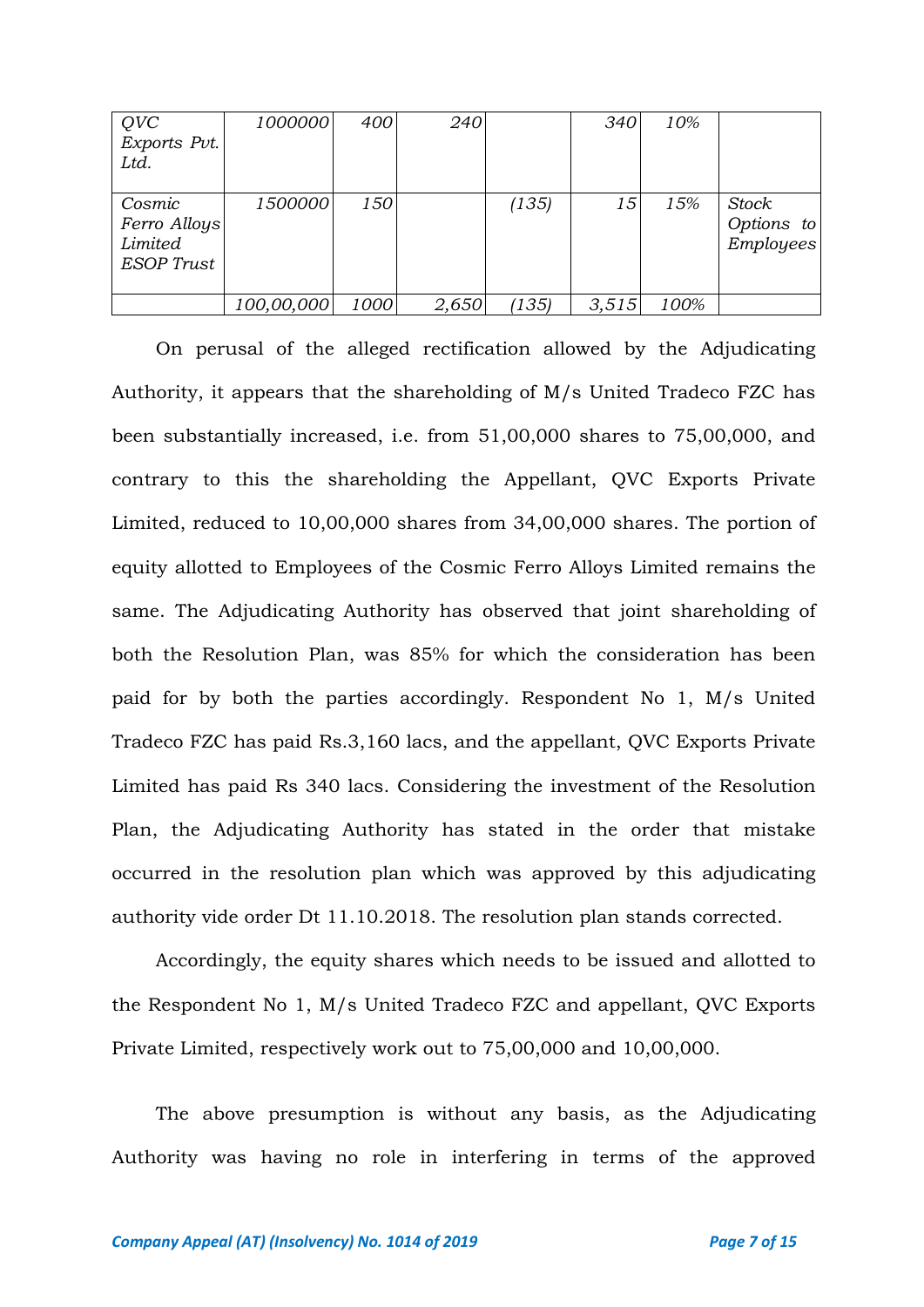| | | | | | | | |
|---|---|---|---|---|---|---|---|
| *QVC Exports Pvt. Ltd.* | *1000000* | *400* | *240* | | *340* | *10%* | |
| *Cosmic Ferro Alloys Limited ESOP Trust* | *1500000* | *150* | | *(135)* | *15* | *15%* | *Stock Options to Employees* |
| | *100,00,000* | *1000* | *2,650* | *(135)* | *3,515* | *100%* | |

On perusal of the alleged rectification allowed by the Adjudicating Authority, it appears that the shareholding of M/s United Tradeco FZC has been substantially increased, i.e. from 51,00,000 shares to 75,00,000, and contrary to this the shareholding the Appellant, QVC Exports Private Limited, reduced to 10,00,000 shares from 34,00,000 shares. The portion of equity allotted to Employees of the Cosmic Ferro Alloys Limited remains the same. The Adjudicating Authority has observed that joint shareholding of both the Resolution Plan, was 85% for which the consideration has been paid for by both the parties accordingly. Respondent No 1, M/s United Tradeco FZC has paid Rs.3,160 lacs, and the appellant, QVC Exports Private Limited has paid Rs 340 lacs. Considering the investment of the Resolution Plan, the Adjudicating Authority has stated in the order that mistake occurred in the resolution plan which was approved by this adjudicating authority vide order Dt 11.10.2018. The resolution plan stands corrected.

Accordingly, the equity shares which needs to be issued and allotted to the Respondent No 1, M/s United Tradeco FZC and appellant, QVC Exports Private Limited, respectively work out to 75,00,000 and 10,00,000.

The above presumption is without any basis, as the Adjudicating Authority was having no role in interfering in terms of the approved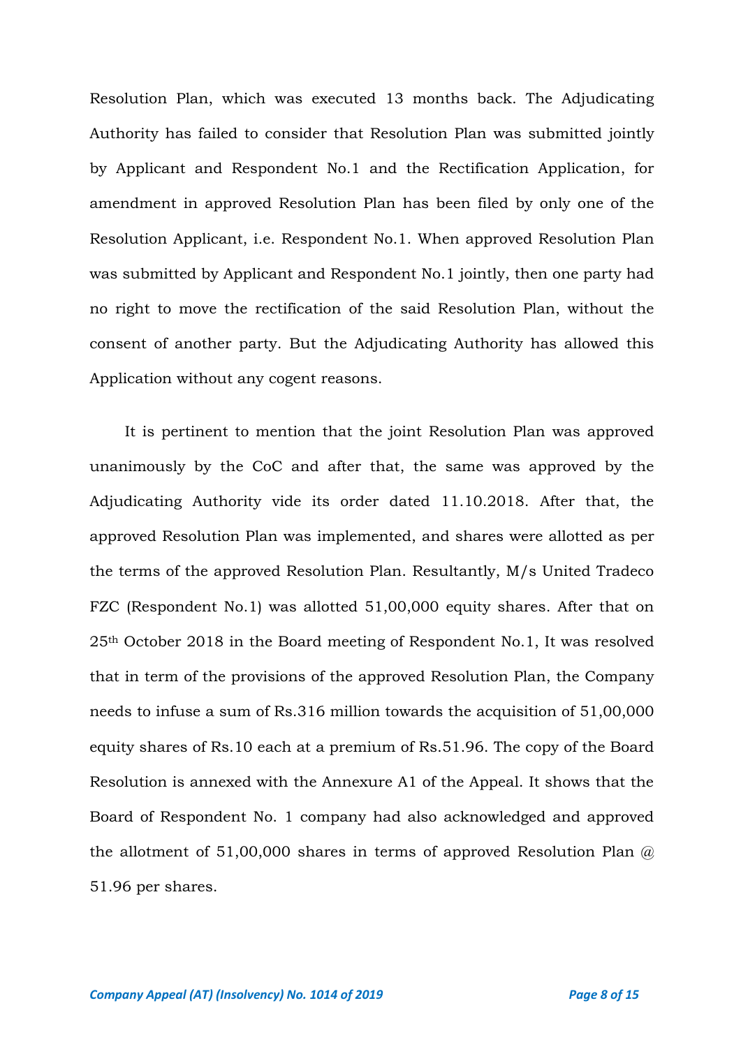Resolution Plan, which was executed 13 months back. The Adjudicating Authority has failed to consider that Resolution Plan was submitted jointly by Applicant and Respondent No.1 and the Rectification Application, for amendment in approved Resolution Plan has been filed by only one of the Resolution Applicant, i.e. Respondent No.1. When approved Resolution Plan was submitted by Applicant and Respondent No.1 jointly, then one party had no right to move the rectification of the said Resolution Plan, without the consent of another party. But the Adjudicating Authority has allowed this Application without any cogent reasons.

It is pertinent to mention that the joint Resolution Plan was approved unanimously by the CoC and after that, the same was approved by the Adjudicating Authority vide its order dated 11.10.2018. After that, the approved Resolution Plan was implemented, and shares were allotted as per the terms of the approved Resolution Plan. Resultantly, M/s United Tradeco FZC (Respondent No.1) was allotted 51,00,000 equity shares. After that on 25th October 2018 in the Board meeting of Respondent No.1, It was resolved that in term of the provisions of the approved Resolution Plan, the Company needs to infuse a sum of Rs.316 million towards the acquisition of 51,00,000 equity shares of Rs.10 each at a premium of Rs.51.96. The copy of the Board Resolution is annexed with the Annexure A1 of the Appeal. It shows that the Board of Respondent No. 1 company had also acknowledged and approved the allotment of 51,00,000 shares in terms of approved Resolution Plan @ 51.96 per shares.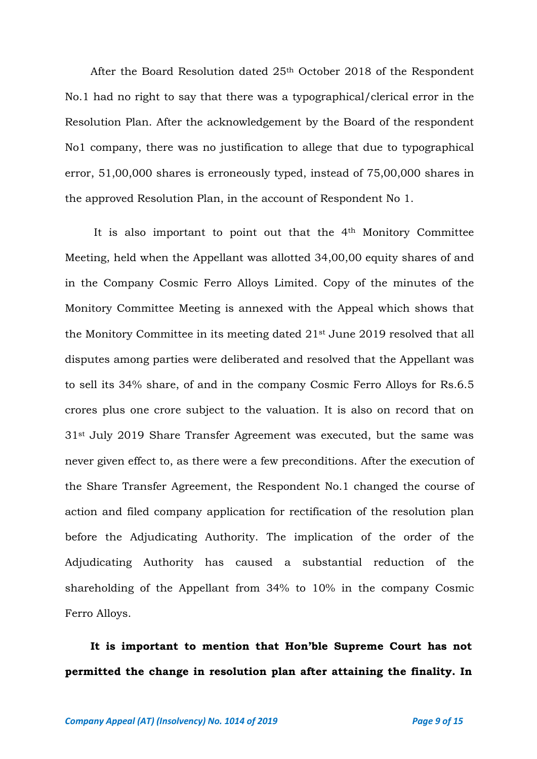After the Board Resolution dated 25th October 2018 of the Respondent No.1 had no right to say that there was a typographical/clerical error in the Resolution Plan. After the acknowledgement by the Board of the respondent No1 company, there was no justification to allege that due to typographical error, 51,00,000 shares is erroneously typed, instead of 75,00,000 shares in the approved Resolution Plan, in the account of Respondent No 1.

It is also important to point out that the 4th Monitory Committee Meeting, held when the Appellant was allotted 34,00,00 equity shares of and in the Company Cosmic Ferro Alloys Limited. Copy of the minutes of the Monitory Committee Meeting is annexed with the Appeal which shows that the Monitory Committee in its meeting dated 21st June 2019 resolved that all disputes among parties were deliberated and resolved that the Appellant was to sell its 34% share, of and in the company Cosmic Ferro Alloys for Rs.6.5 crores plus one crore subject to the valuation. It is also on record that on 31st July 2019 Share Transfer Agreement was executed, but the same was never given effect to, as there were a few preconditions. After the execution of the Share Transfer Agreement, the Respondent No.1 changed the course of action and filed company application for rectification of the resolution plan before the Adjudicating Authority. The implication of the order of the Adjudicating Authority has caused a substantial reduction of the shareholding of the Appellant from 34% to 10% in the company Cosmic Ferro Alloys.

**It is important to mention that Hon'ble Supreme Court has not permitted the change in resolution plan after attaining the finality. In**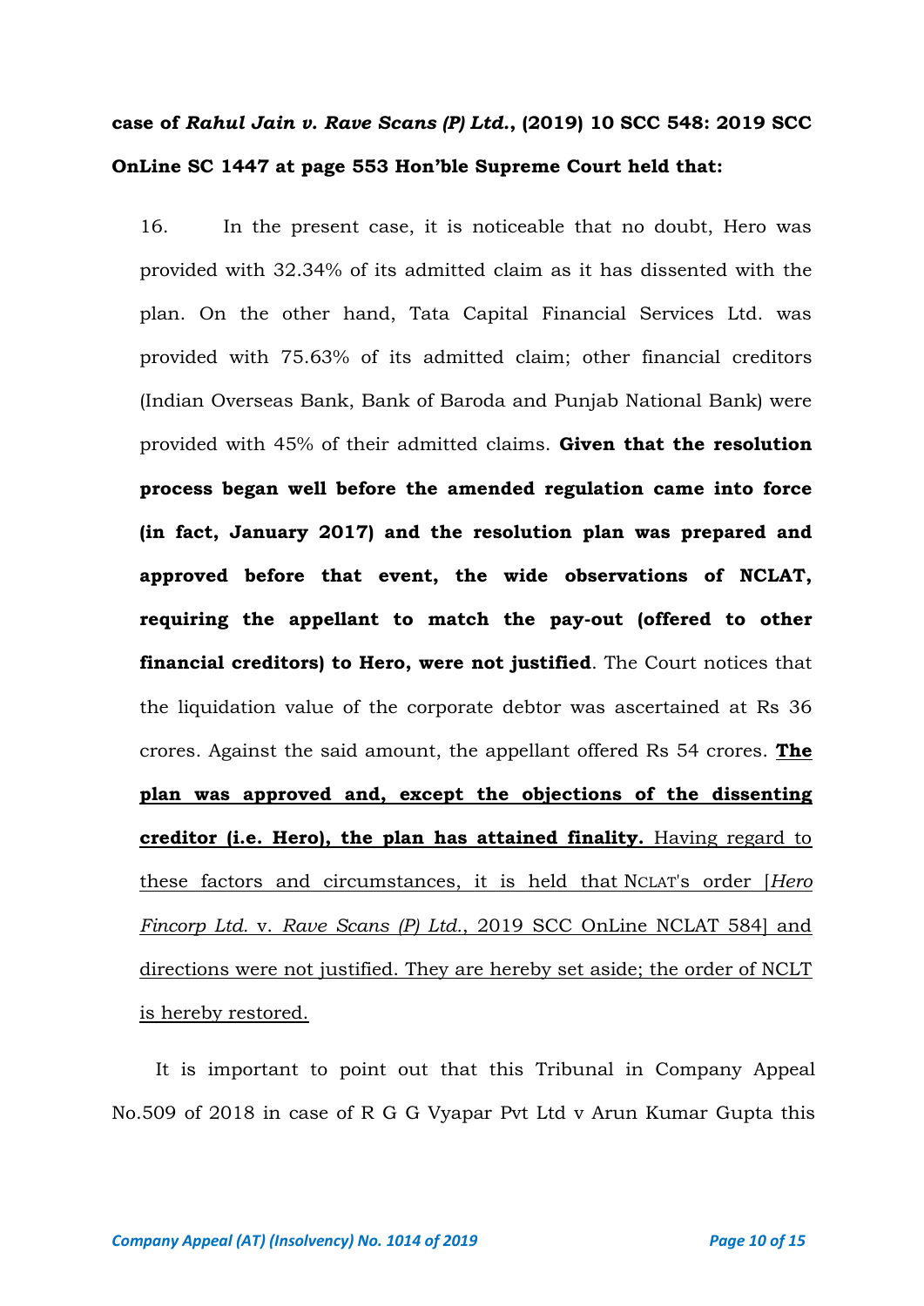**case of *Rahul Jain v. Rave Scans (P) Ltd.*, (2019) 10 SCC 548: 2019 SCC OnLine SC 1447 at page 553 Hon'ble Supreme Court held that:**

> 16. In the present case, it is noticeable that no doubt, Hero was provided with 32.34% of its admitted claim as it has dissented with the plan. On the other hand, Tata Capital Financial Services Ltd. was provided with 75.63% of its admitted claim; other financial creditors (Indian Overseas Bank, Bank of Baroda and Punjab National Bank) were provided with 45% of their admitted claims. **Given that the resolution process began well before the amended regulation came into force (in fact, January 2017) and the resolution plan was prepared and approved before that event, the wide observations of NCLAT, requiring the appellant to match the pay-out (offered to other financial creditors) to Hero, were not justified**. The Court notices that the liquidation value of the corporate debtor was ascertained at Rs 36 crores. Against the said amount, the appellant offered Rs 54 crores. <u>**The plan was approved and, except the objections of the dissenting creditor (i.e. Hero), the plan has attained finality.**</u> <u>Having regard to these factors and circumstances, it is held that NCLAT's order [*Hero Fincorp Ltd.* v. *Rave Scans (P) Ltd.*, 2019 SCC OnLine NCLAT 584] and directions were not justified. They are hereby set aside; the order of NCLT is hereby restored.</u>

It is important to point out that this Tribunal in Company Appeal No.509 of 2018 in case of R G G Vyapar Pvt Ltd v Arun Kumar Gupta this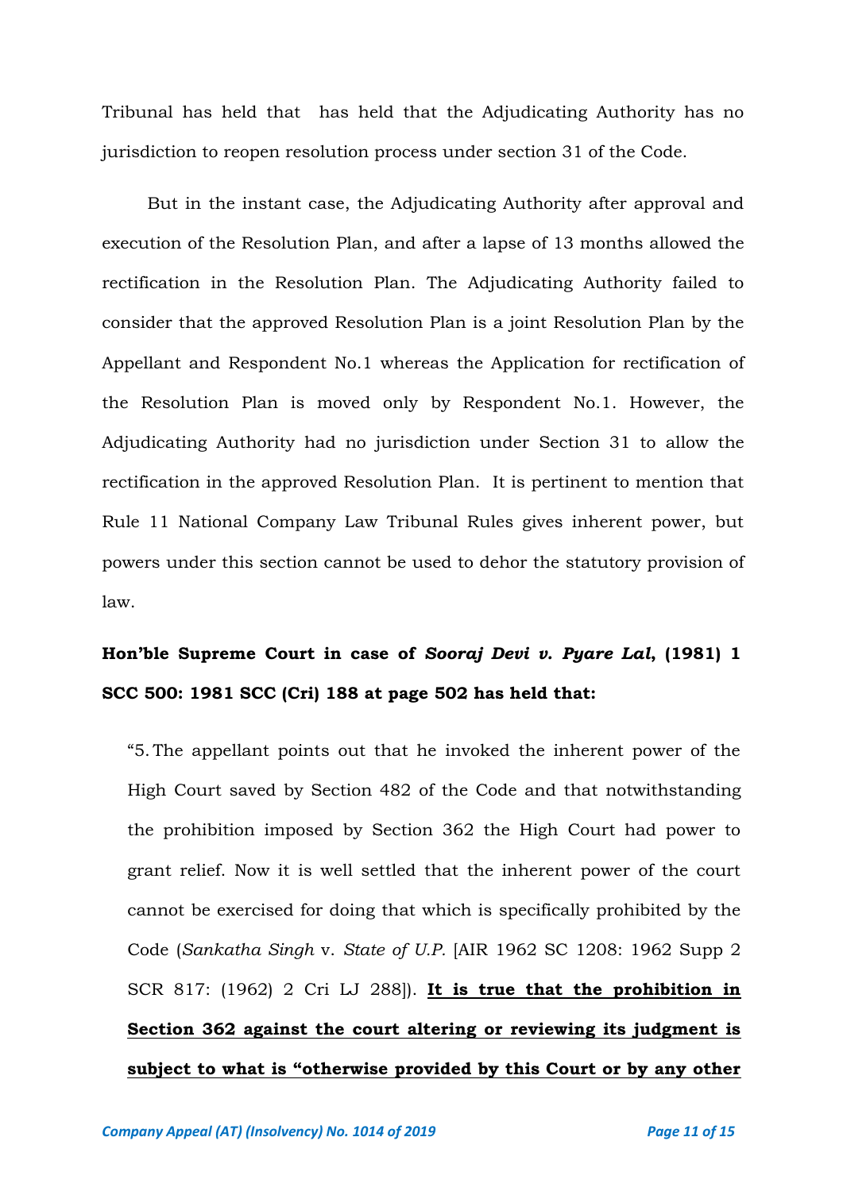Tribunal has held that has held that the Adjudicating Authority has no jurisdiction to reopen resolution process under section 31 of the Code.

But in the instant case, the Adjudicating Authority after approval and execution of the Resolution Plan, and after a lapse of 13 months allowed the rectification in the Resolution Plan. The Adjudicating Authority failed to consider that the approved Resolution Plan is a joint Resolution Plan by the Appellant and Respondent No.1 whereas the Application for rectification of the Resolution Plan is moved only by Respondent No.1. However, the Adjudicating Authority had no jurisdiction under Section 31 to allow the rectification in the approved Resolution Plan. It is pertinent to mention that Rule 11 National Company Law Tribunal Rules gives inherent power, but powers under this section cannot be used to dehor the statutory provision of law.

**Hon'ble Supreme Court in case of *Sooraj Devi v. Pyare Lal*, (1981) 1 SCC 500: 1981 SCC (Cri) 188 at page 502 has held that:**

> "5. The appellant points out that he invoked the inherent power of the High Court saved by Section 482 of the Code and that notwithstanding the prohibition imposed by Section 362 the High Court had power to grant relief. Now it is well settled that the inherent power of the court cannot be exercised for doing that which is specifically prohibited by the Code (*Sankatha Singh* v. *State of U.P.* [AIR 1962 SC 1208: 1962 Supp 2 SCR 817: (1962) 2 Cri LJ 288]). **<u>It is true that the prohibition in Section 362 against the court altering or reviewing its judgment is subject to what is "otherwise provided by this Court or by any other</u>**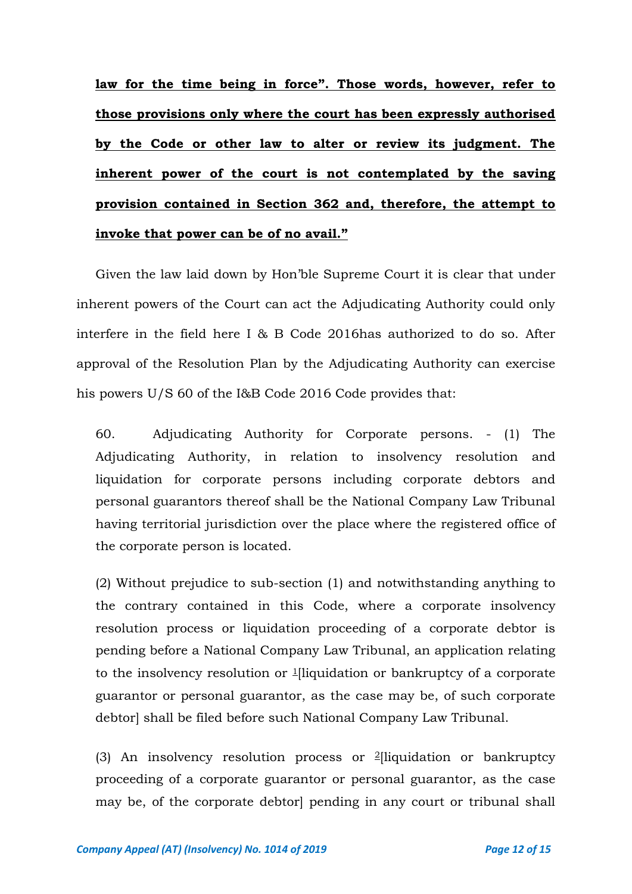**law for the time being in force". Those words, however, refer to those provisions only where the court has been expressly authorised by the Code or other law to alter or review its judgment. The inherent power of the court is not contemplated by the saving provision contained in Section 362 and, therefore, the attempt to invoke that power can be of no avail."**

Given the law laid down by Hon'ble Supreme Court it is clear that under inherent powers of the Court can act the Adjudicating Authority could only interfere in the field here I & B Code 2016has authorized to do so. After approval of the Resolution Plan by the Adjudicating Authority can exercise his powers U/S 60 of the I&B Code 2016 Code provides that:

> 60. Adjudicating Authority for Corporate persons. - (1) The Adjudicating Authority, in relation to insolvency resolution and liquidation for corporate persons including corporate debtors and personal guarantors thereof shall be the National Company Law Tribunal having territorial jurisdiction over the place where the registered office of the corporate person is located.
>
> (2) Without prejudice to sub-section (1) and notwithstanding anything to the contrary contained in this Code, where a corporate insolvency resolution process or liquidation proceeding of a corporate debtor is pending before a National Company Law Tribunal, an application relating to the insolvency resolution or [1][liquidation or bankruptcy of a corporate guarantor or personal guarantor, as the case may be, of such corporate debtor] shall be filed before such National Company Law Tribunal.
>
> (3) An insolvency resolution process or [2][liquidation or bankruptcy proceeding of a corporate guarantor or personal guarantor, as the case may be, of the corporate debtor] pending in any court or tribunal shall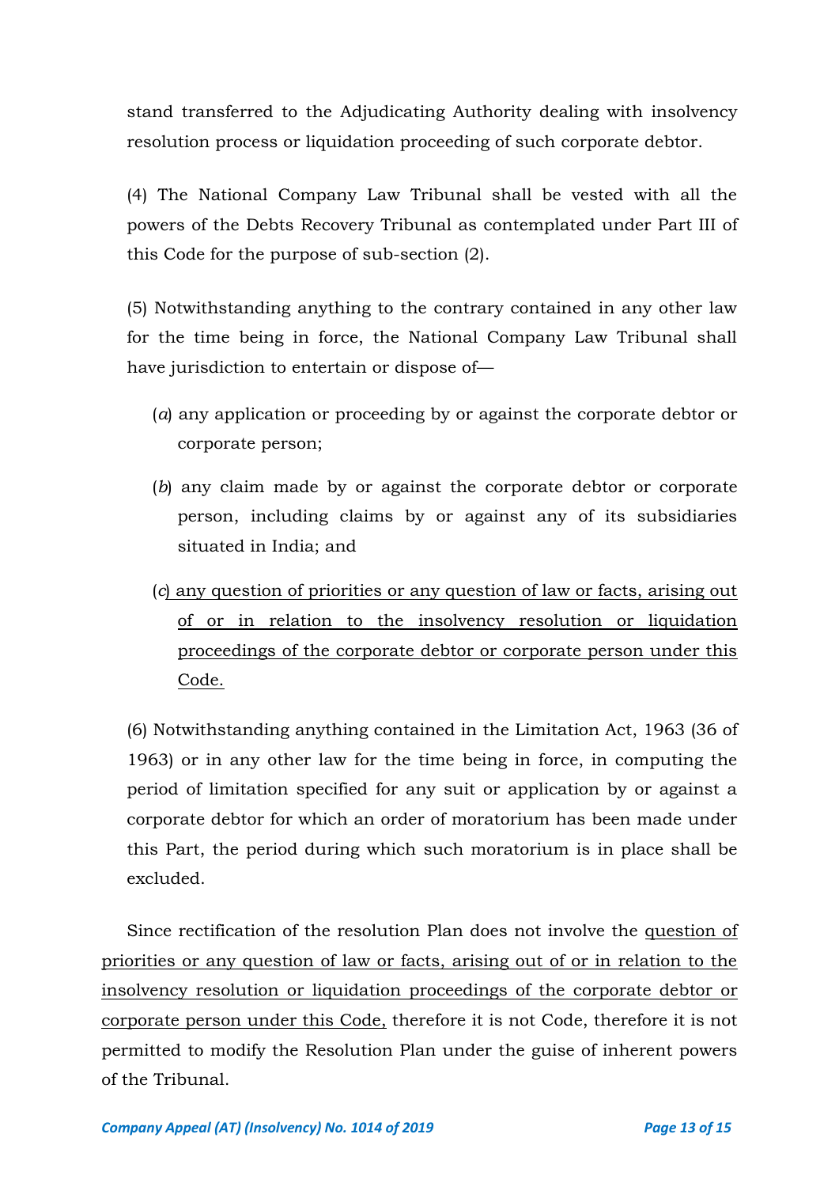stand transferred to the Adjudicating Authority dealing with insolvency resolution process or liquidation proceeding of such corporate debtor.

(4) The National Company Law Tribunal shall be vested with all the powers of the Debts Recovery Tribunal as contemplated under Part III of this Code for the purpose of sub-section (2).

(5) Notwithstanding anything to the contrary contained in any other law for the time being in force, the National Company Law Tribunal shall have jurisdiction to entertain or dispose of—

(*a*) any application or proceeding by or against the corporate debtor or corporate person;

(*b*) any claim made by or against the corporate debtor or corporate person, including claims by or against any of its subsidiaries situated in India; and

(*c*) <u>any question of priorities or any question of law or facts, arising out of or in relation to the insolvency resolution or liquidation proceedings of the corporate debtor or corporate person under this Code.</u>

(6) Notwithstanding anything contained in the Limitation Act, 1963 (36 of 1963) or in any other law for the time being in force, in computing the period of limitation specified for any suit or application by or against a corporate debtor for which an order of moratorium has been made under this Part, the period during which such moratorium is in place shall be excluded.

Since rectification of the resolution Plan does not involve the <u>question of priorities or any question of law or facts, arising out of or in relation to the insolvency resolution or liquidation proceedings of the corporate debtor or corporate person under this Code,</u> therefore it is not Code, therefore it is not permitted to modify the Resolution Plan under the guise of inherent powers of the Tribunal.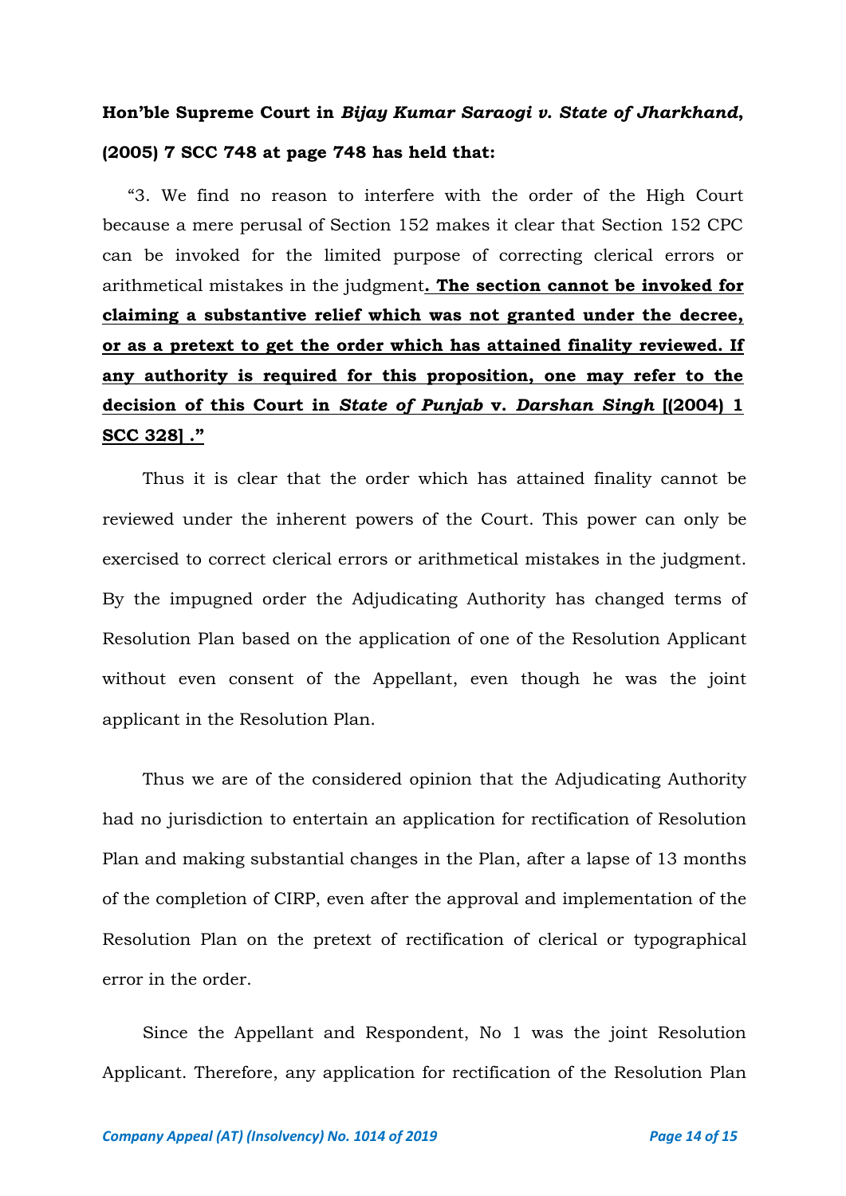**Hon'ble Supreme Court in *Bijay Kumar Saraogi v. State of Jharkhand*, (2005) 7 SCC 748 at page 748 has held that:**

"3. We find no reason to interfere with the order of the High Court because a mere perusal of Section 152 makes it clear that Section 152 CPC can be invoked for the limited purpose of correcting clerical errors or arithmetical mistakes in the judgment**. The section cannot be invoked for claiming a substantive relief which was not granted under the decree, or as a pretext to get the order which has attained finality reviewed. If any authority is required for this proposition, one may refer to the decision of this Court in *State of Punjab* v. *Darshan Singh* [(2004) 1 SCC 328] ."**

Thus it is clear that the order which has attained finality cannot be reviewed under the inherent powers of the Court. This power can only be exercised to correct clerical errors or arithmetical mistakes in the judgment. By the impugned order the Adjudicating Authority has changed terms of Resolution Plan based on the application of one of the Resolution Applicant without even consent of the Appellant, even though he was the joint applicant in the Resolution Plan.

Thus we are of the considered opinion that the Adjudicating Authority had no jurisdiction to entertain an application for rectification of Resolution Plan and making substantial changes in the Plan, after a lapse of 13 months of the completion of CIRP, even after the approval and implementation of the Resolution Plan on the pretext of rectification of clerical or typographical error in the order.

Since the Appellant and Respondent, No 1 was the joint Resolution Applicant. Therefore, any application for rectification of the Resolution Plan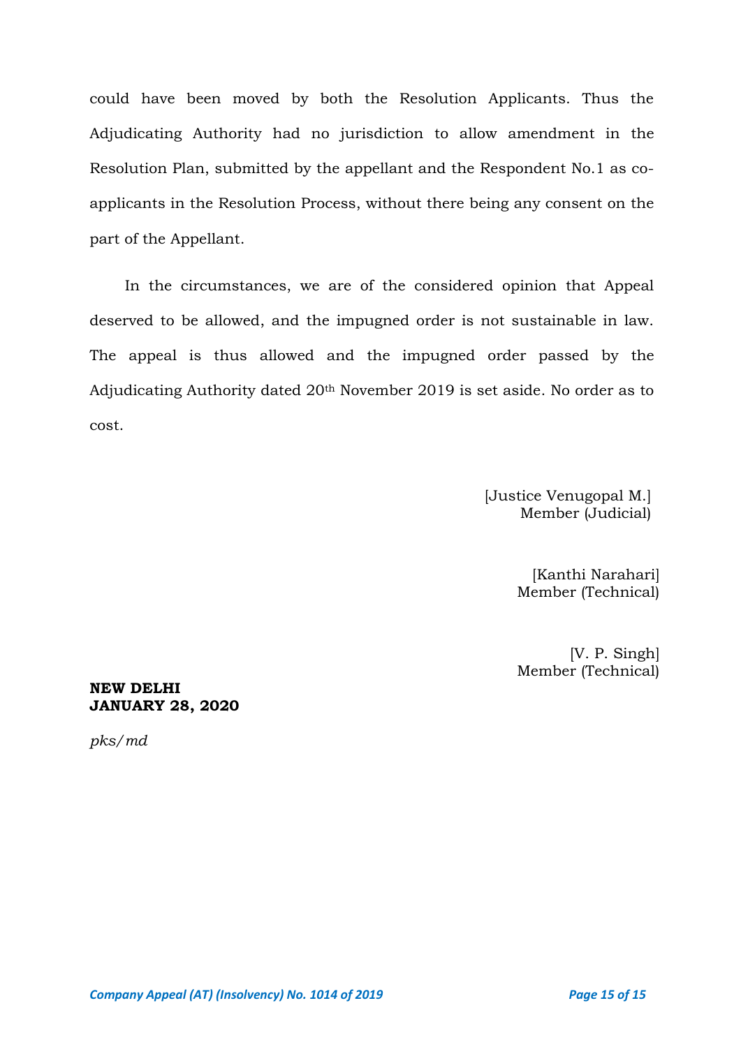could have been moved by both the Resolution Applicants. Thus the Adjudicating Authority had no jurisdiction to allow amendment in the Resolution Plan, submitted by the appellant and the Respondent No.1 as co-applicants in the Resolution Process, without there being any consent on the part of the Appellant.

In the circumstances, we are of the considered opinion that Appeal deserved to be allowed, and the impugned order is not sustainable in law. The appeal is thus allowed and the impugned order passed by the Adjudicating Authority dated 20th November 2019 is set aside. No order as to cost.

[Justice Venugopal M.]
Member (Judicial)

[Kanthi Narahari]
Member (Technical)

[V. P. Singh]
Member (Technical)

**NEW DELHI**
**JANUARY 28, 2020**

*pks/md*